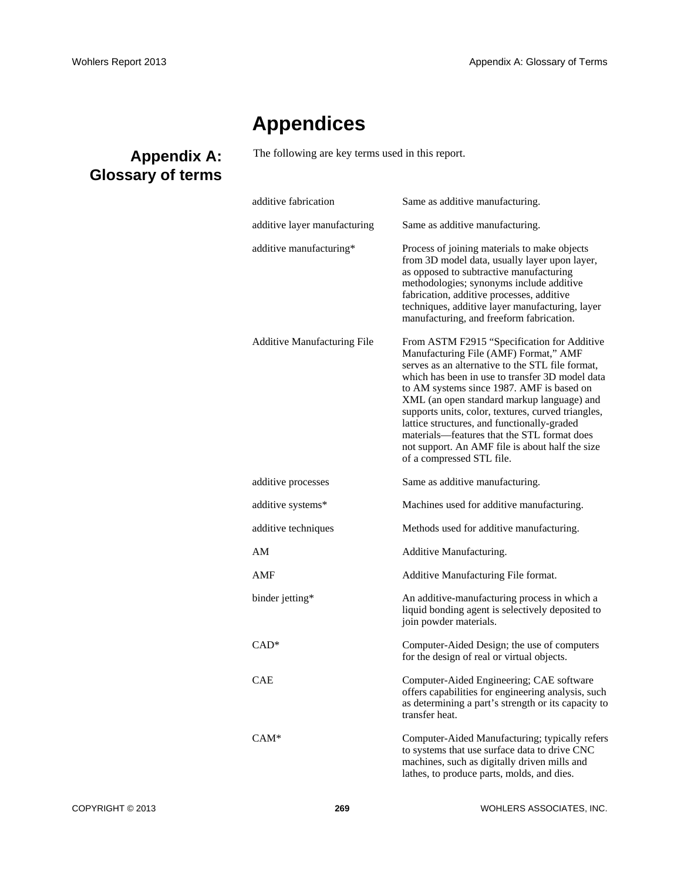# Appendices

## Appendix A: Glossary of terms

The following are key terms used in this report.

| | |
|---|---|
| additive fabrication | Same as additive manufacturing. |
| additive layer manufacturing | Same as additive manufacturing. |
| additive manufacturing* | Process of joining materials to make objects from 3D model data, usually layer upon layer, as opposed to subtractive manufacturing methodologies; synonyms include additive fabrication, additive processes, additive techniques, additive layer manufacturing, layer manufacturing, and freeform fabrication. |
| Additive Manufacturing File | From ASTM F2915 "Specification for Additive Manufacturing File (AMF) Format," AMF serves as an alternative to the STL file format, which has been in use to transfer 3D model data to AM systems since 1987. AMF is based on XML (an open standard markup language) and supports units, color, textures, curved triangles, lattice structures, and functionally-graded materials—features that the STL format does not support. An AMF file is about half the size of a compressed STL file. |
| additive processes | Same as additive manufacturing. |
| additive systems* | Machines used for additive manufacturing. |
| additive techniques | Methods used for additive manufacturing. |
| AM | Additive Manufacturing. |
| AMF | Additive Manufacturing File format. |
| binder jetting* | An additive-manufacturing process in which a liquid bonding agent is selectively deposited to join powder materials. |
| CAD* | Computer-Aided Design; the use of computers for the design of real or virtual objects. |
| CAE | Computer-Aided Engineering; CAE software offers capabilities for engineering analysis, such as determining a part's strength or its capacity to transfer heat. |
| CAM* | Computer-Aided Manufacturing; typically refers to systems that use surface data to drive CNC machines, such as digitally driven mills and lathes, to produce parts, molds, and dies. |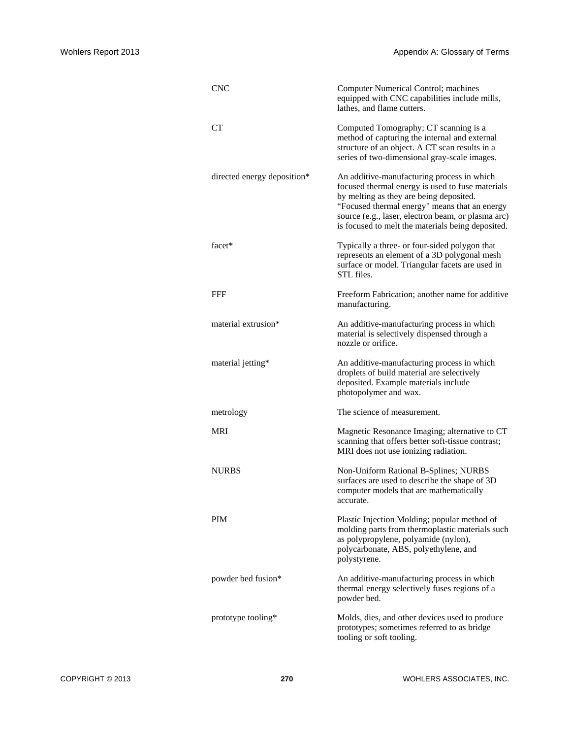| | |
|---|---|
| CNC | Computer Numerical Control; machines equipped with CNC capabilities include mills, lathes, and flame cutters. |
| CT | Computed Tomography; CT scanning is a method of capturing the internal and external structure of an object. A CT scan results in a series of two-dimensional gray-scale images. |
| directed energy deposition* | An additive-manufacturing process in which focused thermal energy is used to fuse materials by melting as they are being deposited. "Focused thermal energy" means that an energy source (e.g., laser, electron beam, or plasma arc) is focused to melt the materials being deposited. |
| facet* | Typically a three- or four-sided polygon that represents an element of a 3D polygonal mesh surface or model. Triangular facets are used in STL files. |
| FFF | Freeform Fabrication; another name for additive manufacturing. |
| material extrusion* | An additive-manufacturing process in which material is selectively dispensed through a nozzle or orifice. |
| material jetting* | An additive-manufacturing process in which droplets of build material are selectively deposited. Example materials include photopolymer and wax. |
| metrology | The science of measurement. |
| MRI | Magnetic Resonance Imaging; alternative to CT scanning that offers better soft-tissue contrast; MRI does not use ionizing radiation. |
| NURBS | Non-Uniform Rational B-Splines; NURBS surfaces are used to describe the shape of 3D computer models that are mathematically accurate. |
| PIM | Plastic Injection Molding; popular method of molding parts from thermoplastic materials such as polypropylene, polyamide (nylon), polycarbonate, ABS, polyethylene, and polystyrene. |
| powder bed fusion* | An additive-manufacturing process in which thermal energy selectively fuses regions of a powder bed. |
| prototype tooling* | Molds, dies, and other devices used to produce prototypes; sometimes referred to as bridge tooling or soft tooling. |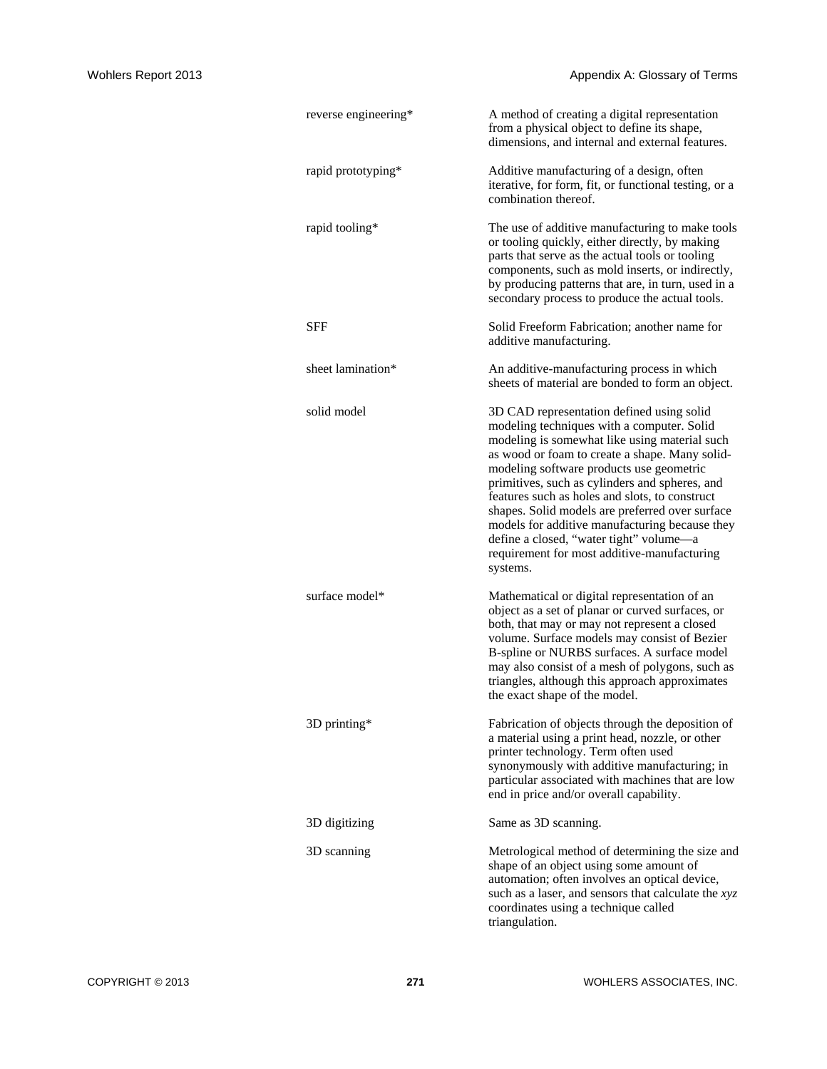| | |
|---|---|
| reverse engineering* | A method of creating a digital representation from a physical object to define its shape, dimensions, and internal and external features. |
| rapid prototyping* | Additive manufacturing of a design, often iterative, for form, fit, or functional testing, or a combination thereof. |
| rapid tooling* | The use of additive manufacturing to make tools or tooling quickly, either directly, by making parts that serve as the actual tools or tooling components, such as mold inserts, or indirectly, by producing patterns that are, in turn, used in a secondary process to produce the actual tools. |
| SFF | Solid Freeform Fabrication; another name for additive manufacturing. |
| sheet lamination* | An additive-manufacturing process in which sheets of material are bonded to form an object. |
| solid model | 3D CAD representation defined using solid modeling techniques with a computer. Solid modeling is somewhat like using material such as wood or foam to create a shape. Many solid-modeling software products use geometric primitives, such as cylinders and spheres, and features such as holes and slots, to construct shapes. Solid models are preferred over surface models for additive manufacturing because they define a closed, "water tight" volume—a requirement for most additive-manufacturing systems. |
| surface model* | Mathematical or digital representation of an object as a set of planar or curved surfaces, or both, that may or may not represent a closed volume. Surface models may consist of Bezier B-spline or NURBS surfaces. A surface model may also consist of a mesh of polygons, such as triangles, although this approach approximates the exact shape of the model. |
| 3D printing* | Fabrication of objects through the deposition of a material using a print head, nozzle, or other printer technology. Term often used synonymously with additive manufacturing; in particular associated with machines that are low end in price and/or overall capability. |
| 3D digitizing | Same as 3D scanning. |
| 3D scanning | Metrological method of determining the size and shape of an object using some amount of automation; often involves an optical device, such as a laser, and sensors that calculate the *xyz* coordinates using a technique called triangulation. |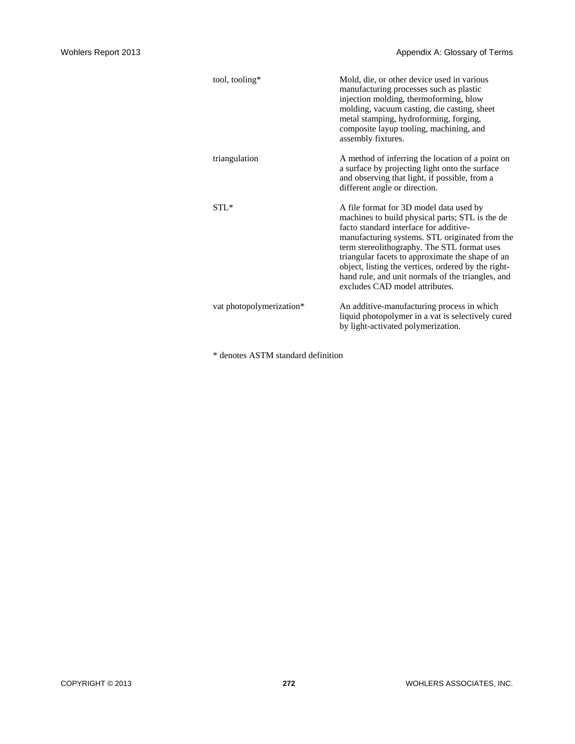| | |
|---|---|
| tool, tooling* | Mold, die, or other device used in various manufacturing processes such as plastic injection molding, thermoforming, blow molding, vacuum casting, die casting, sheet metal stamping, hydroforming, forging, composite layup tooling, machining, and assembly fixtures. |
| triangulation | A method of inferring the location of a point on a surface by projecting light onto the surface and observing that light, if possible, from a different angle or direction. |
| STL* | A file format for 3D model data used by machines to build physical parts; STL is the de facto standard interface for additive-manufacturing systems. STL originated from the term stereolithography. The STL format uses triangular facets to approximate the shape of an object, listing the vertices, ordered by the right-hand rule, and unit normals of the triangles, and excludes CAD model attributes. |
| vat photopolymerization* | An additive-manufacturing process in which liquid photopolymer in a vat is selectively cured by light-activated polymerization. |

* denotes ASTM standard definition